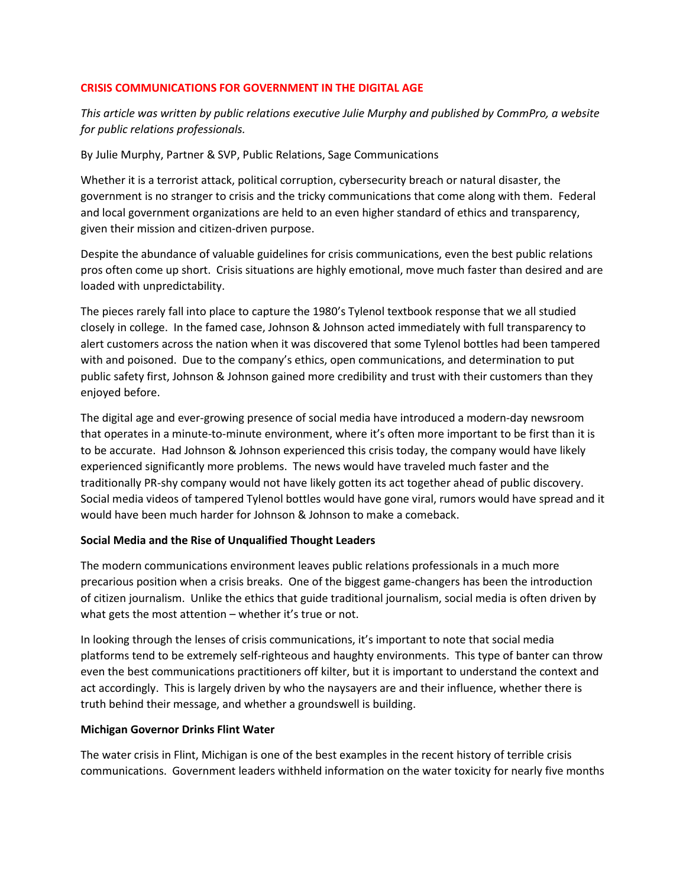# CRISIS COMMUNICATIONS FOR GOVERNMENT IN THE DIGITAL AGE

*This article was written by public relations executive Julie Murphy and published by CommPro, a website for public relations professionals.*

By Julie Murphy, Partner & SVP, Public Relations, Sage Communications

Whether it is a terrorist attack, political corruption, cybersecurity breach or natural disaster, the government is no stranger to crisis and the tricky communications that come along with them. Federal and local government organizations are held to an even higher standard of ethics and transparency, given their mission and citizen-driven purpose.

Despite the abundance of valuable guidelines for crisis communications, even the best public relations pros often come up short. Crisis situations are highly emotional, move much faster than desired and are loaded with unpredictability.

The pieces rarely fall into place to capture the 1980's Tylenol textbook response that we all studied closely in college. In the famed case, Johnson & Johnson acted immediately with full transparency to alert customers across the nation when it was discovered that some Tylenol bottles had been tampered with and poisoned. Due to the company's ethics, open communications, and determination to put public safety first, Johnson & Johnson gained more credibility and trust with their customers than they enjoyed before.

The digital age and ever-growing presence of social media have introduced a modern-day newsroom that operates in a minute-to-minute environment, where it's often more important to be first than it is to be accurate. Had Johnson & Johnson experienced this crisis today, the company would have likely experienced significantly more problems. The news would have traveled much faster and the traditionally PR-shy company would not have likely gotten its act together ahead of public discovery. Social media videos of tampered Tylenol bottles would have gone viral, rumors would have spread and it would have been much harder for Johnson & Johnson to make a comeback.

**Social Media and the Rise of Unqualified Thought Leaders**

The modern communications environment leaves public relations professionals in a much more precarious position when a crisis breaks. One of the biggest game-changers has been the introduction of citizen journalism. Unlike the ethics that guide traditional journalism, social media is often driven by what gets the most attention – whether it's true or not.

In looking through the lenses of crisis communications, it's important to note that social media platforms tend to be extremely self-righteous and haughty environments. This type of banter can throw even the best communications practitioners off kilter, but it is important to understand the context and act accordingly. This is largely driven by who the naysayers are and their influence, whether there is truth behind their message, and whether a groundswell is building.

**Michigan Governor Drinks Flint Water**

The water crisis in Flint, Michigan is one of the best examples in the recent history of terrible crisis communications. Government leaders withheld information on the water toxicity for nearly five months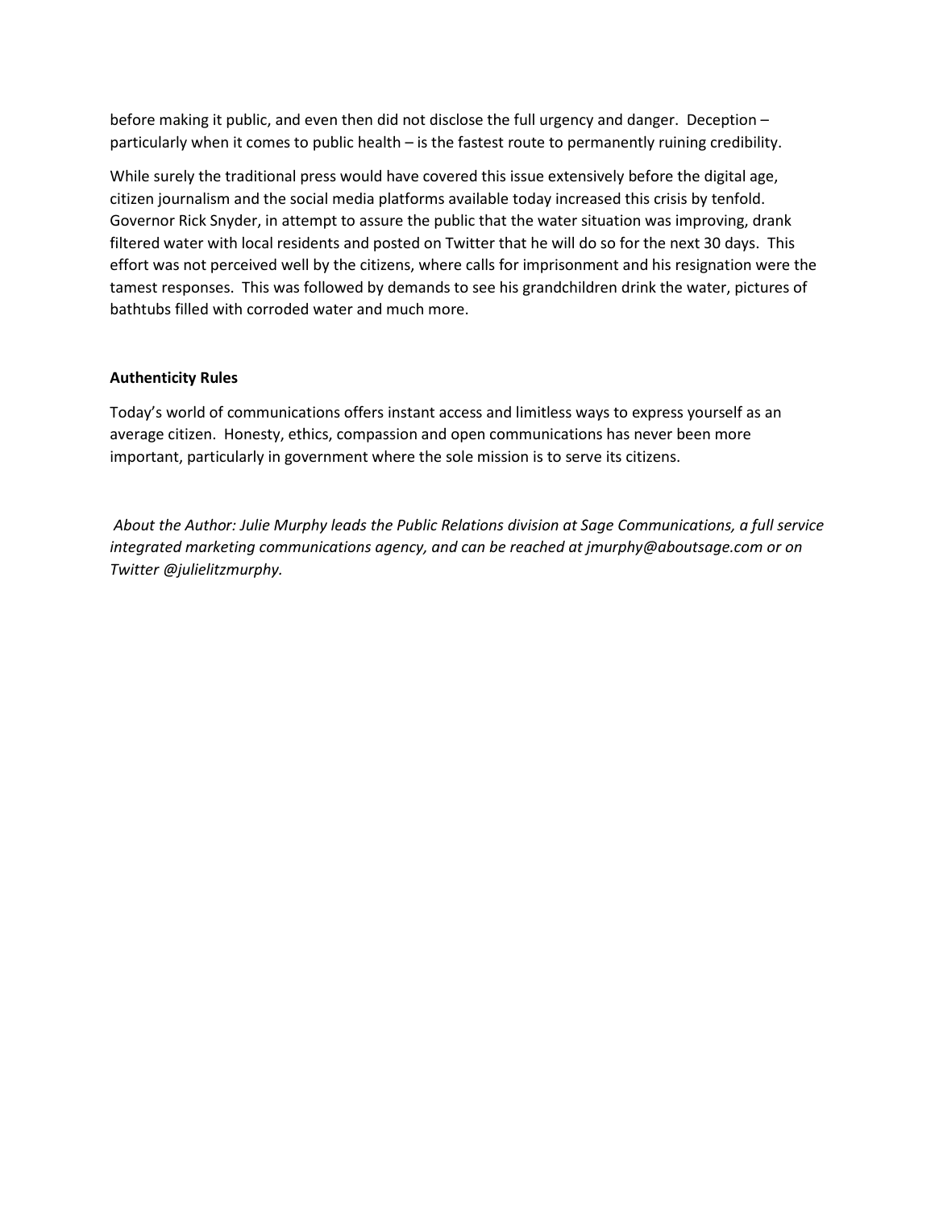before making it public, and even then did not disclose the full urgency and danger. Deception – particularly when it comes to public health – is the fastest route to permanently ruining credibility.

While surely the traditional press would have covered this issue extensively before the digital age, citizen journalism and the social media platforms available today increased this crisis by tenfold. Governor Rick Snyder, in attempt to assure the public that the water situation was improving, drank filtered water with local residents and posted on Twitter that he will do so for the next 30 days. This effort was not perceived well by the citizens, where calls for imprisonment and his resignation were the tamest responses. This was followed by demands to see his grandchildren drink the water, pictures of bathtubs filled with corroded water and much more.

**Authenticity Rules**

Today's world of communications offers instant access and limitless ways to express yourself as an average citizen. Honesty, ethics, compassion and open communications has never been more important, particularly in government where the sole mission is to serve its citizens.

*About the Author: Julie Murphy leads the Public Relations division at Sage Communications, a full service integrated marketing communications agency, and can be reached at jmurphy@aboutsage.com or on Twitter @julielitzmurphy.*